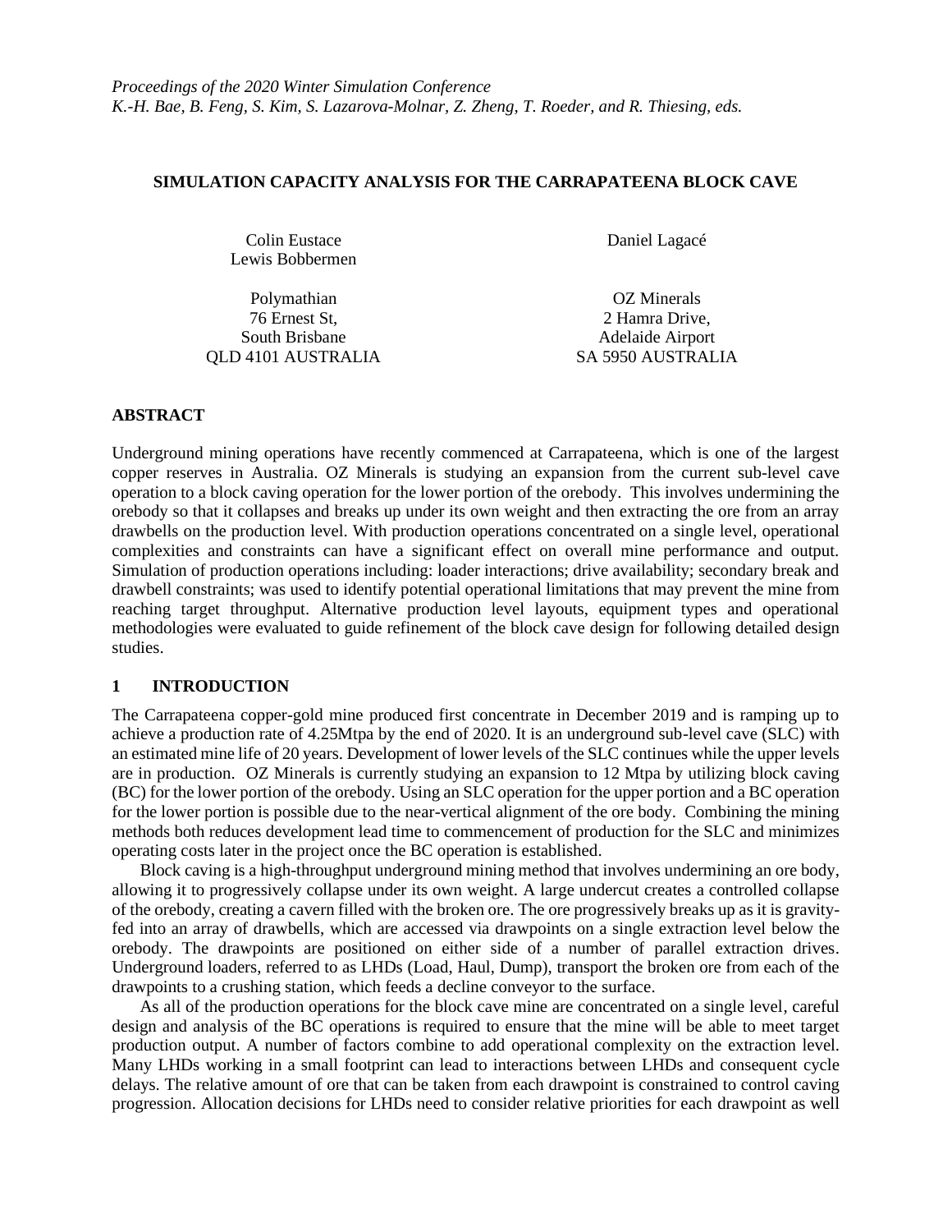*Proceedings of the 2020 Winter Simulation Conference*
*K.-H. Bae, B. Feng, S. Kim, S. Lazarova-Molnar, Z. Zheng, T. Roeder, and R. Thiesing, eds.*

# SIMULATION CAPACITY ANALYSIS FOR THE CARRAPATEENA BLOCK CAVE

Colin Eustace
Lewis Bobbermen

Polymathian
76 Ernest St,
South Brisbane
QLD 4101 AUSTRALIA

Daniel Lagacé

OZ Minerals
2 Hamra Drive,
Adelaide Airport
SA 5950 AUSTRALIA

## ABSTRACT

Underground mining operations have recently commenced at Carrapateena, which is one of the largest copper reserves in Australia. OZ Minerals is studying an expansion from the current sub-level cave operation to a block caving operation for the lower portion of the orebody. This involves undermining the orebody so that it collapses and breaks up under its own weight and then extracting the ore from an array drawbells on the production level. With production operations concentrated on a single level, operational complexities and constraints can have a significant effect on overall mine performance and output. Simulation of production operations including: loader interactions; drive availability; secondary break and drawbell constraints; was used to identify potential operational limitations that may prevent the mine from reaching target throughput. Alternative production level layouts, equipment types and operational methodologies were evaluated to guide refinement of the block cave design for following detailed design studies.

## 1 INTRODUCTION

The Carrapateena copper-gold mine produced first concentrate in December 2019 and is ramping up to achieve a production rate of 4.25Mtpa by the end of 2020. It is an underground sub-level cave (SLC) with an estimated mine life of 20 years. Development of lower levels of the SLC continues while the upper levels are in production. OZ Minerals is currently studying an expansion to 12 Mtpa by utilizing block caving (BC) for the lower portion of the orebody. Using an SLC operation for the upper portion and a BC operation for the lower portion is possible due to the near-vertical alignment of the ore body. Combining the mining methods both reduces development lead time to commencement of production for the SLC and minimizes operating costs later in the project once the BC operation is established.

Block caving is a high-throughput underground mining method that involves undermining an ore body, allowing it to progressively collapse under its own weight. A large undercut creates a controlled collapse of the orebody, creating a cavern filled with the broken ore. The ore progressively breaks up as it is gravity-fed into an array of drawbells, which are accessed via drawpoints on a single extraction level below the orebody. The drawpoints are positioned on either side of a number of parallel extraction drives. Underground loaders, referred to as LHDs (Load, Haul, Dump), transport the broken ore from each of the drawpoints to a crushing station, which feeds a decline conveyor to the surface.

As all of the production operations for the block cave mine are concentrated on a single level, careful design and analysis of the BC operations is required to ensure that the mine will be able to meet target production output. A number of factors combine to add operational complexity on the extraction level. Many LHDs working in a small footprint can lead to interactions between LHDs and consequent cycle delays. The relative amount of ore that can be taken from each drawpoint is constrained to control caving progression. Allocation decisions for LHDs need to consider relative priorities for each drawpoint as well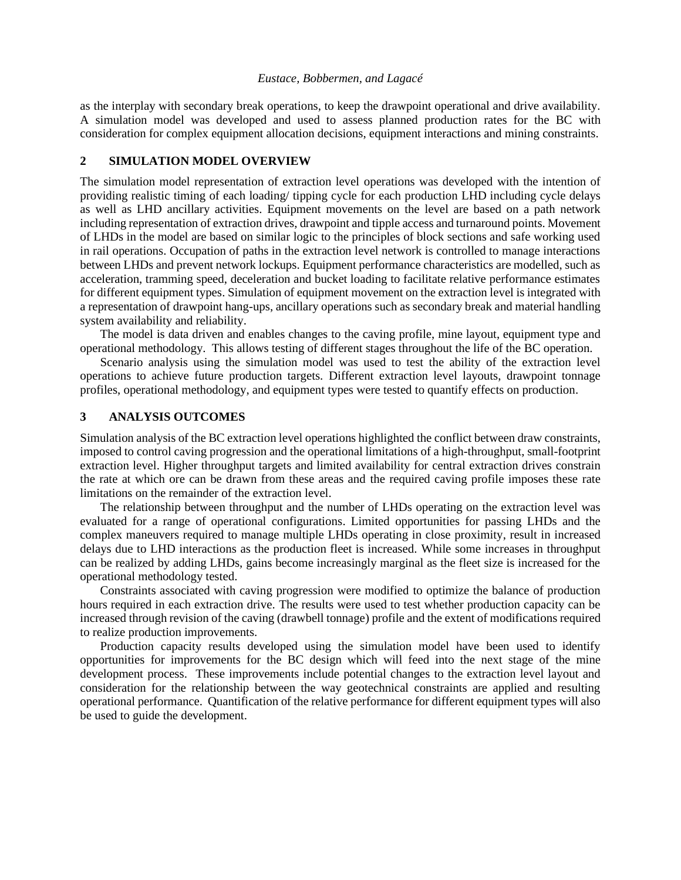as the interplay with secondary break operations, to keep the drawpoint operational and drive availability. A simulation model was developed and used to assess planned production rates for the BC with consideration for complex equipment allocation decisions, equipment interactions and mining constraints.

## 2 SIMULATION MODEL OVERVIEW

The simulation model representation of extraction level operations was developed with the intention of providing realistic timing of each loading/ tipping cycle for each production LHD including cycle delays as well as LHD ancillary activities. Equipment movements on the level are based on a path network including representation of extraction drives, drawpoint and tipple access and turnaround points. Movement of LHDs in the model are based on similar logic to the principles of block sections and safe working used in rail operations. Occupation of paths in the extraction level network is controlled to manage interactions between LHDs and prevent network lockups. Equipment performance characteristics are modelled, such as acceleration, tramming speed, deceleration and bucket loading to facilitate relative performance estimates for different equipment types. Simulation of equipment movement on the extraction level is integrated with a representation of drawpoint hang-ups, ancillary operations such as secondary break and material handling system availability and reliability.

The model is data driven and enables changes to the caving profile, mine layout, equipment type and operational methodology. This allows testing of different stages throughout the life of the BC operation.

Scenario analysis using the simulation model was used to test the ability of the extraction level operations to achieve future production targets. Different extraction level layouts, drawpoint tonnage profiles, operational methodology, and equipment types were tested to quantify effects on production.

## 3 ANALYSIS OUTCOMES

Simulation analysis of the BC extraction level operations highlighted the conflict between draw constraints, imposed to control caving progression and the operational limitations of a high-throughput, small-footprint extraction level. Higher throughput targets and limited availability for central extraction drives constrain the rate at which ore can be drawn from these areas and the required caving profile imposes these rate limitations on the remainder of the extraction level.

The relationship between throughput and the number of LHDs operating on the extraction level was evaluated for a range of operational configurations. Limited opportunities for passing LHDs and the complex maneuvers required to manage multiple LHDs operating in close proximity, result in increased delays due to LHD interactions as the production fleet is increased. While some increases in throughput can be realized by adding LHDs, gains become increasingly marginal as the fleet size is increased for the operational methodology tested.

Constraints associated with caving progression were modified to optimize the balance of production hours required in each extraction drive. The results were used to test whether production capacity can be increased through revision of the caving (drawbell tonnage) profile and the extent of modifications required to realize production improvements.

Production capacity results developed using the simulation model have been used to identify opportunities for improvements for the BC design which will feed into the next stage of the mine development process. These improvements include potential changes to the extraction level layout and consideration for the relationship between the way geotechnical constraints are applied and resulting operational performance. Quantification of the relative performance for different equipment types will also be used to guide the development.